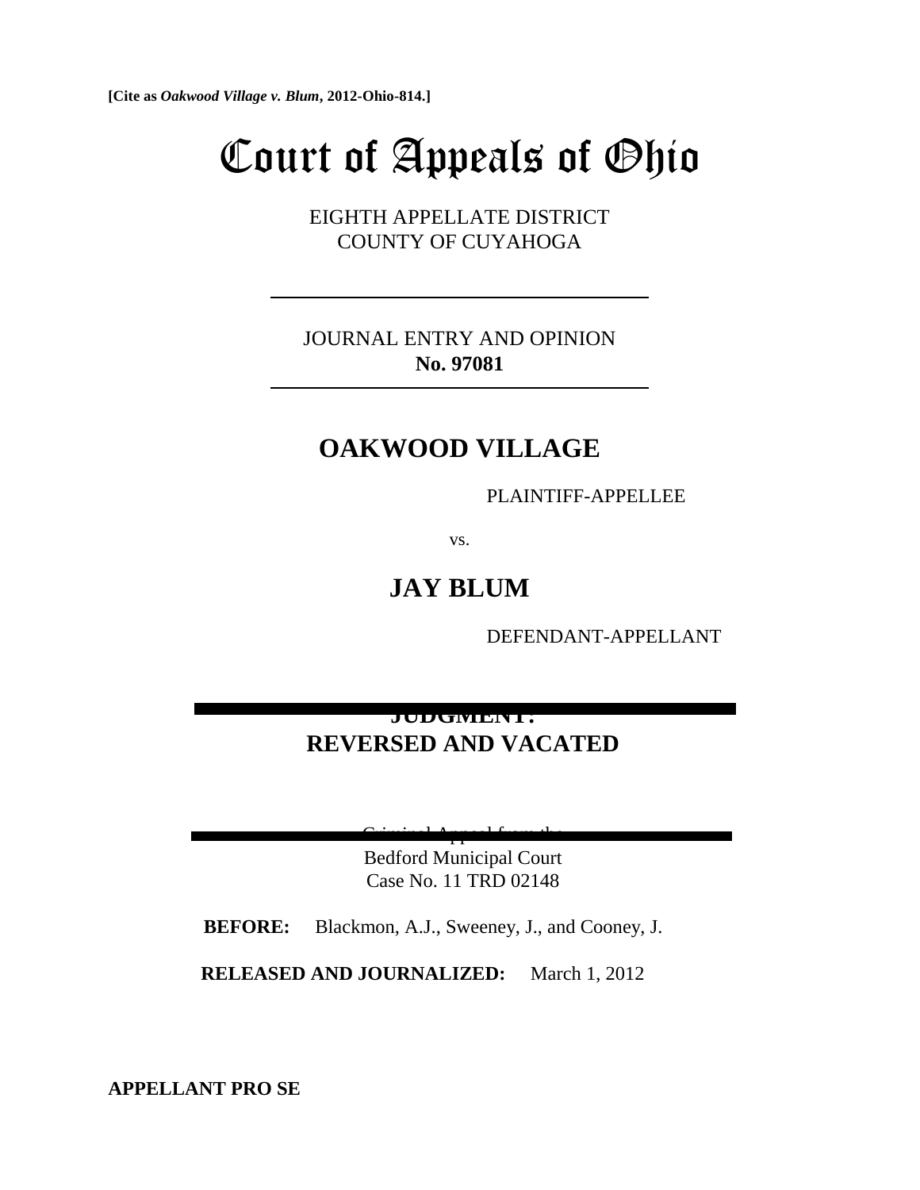**[Cite as *Oakwood Village v. Blum*, 2012-Ohio-814.]**

# Court of Appeals of Ohio

EIGHTH APPELLATE DISTRICT
COUNTY OF CUYAHOGA

---

JOURNAL ENTRY AND OPINION
**No. 97081**

---

## OAKWOOD VILLAGE

PLAINTIFF-APPELLEE

vs.

## JAY BLUM

DEFENDANT-APPELLANT

---

**JUDGMENT:**
**REVERSED AND VACATED**

---

Criminal Appeal from the
Bedford Municipal Court
Case No. 11 TRD 02148

**BEFORE:** Blackmon, A.J., Sweeney, J., and Cooney, J.

**RELEASED AND JOURNALIZED:** March 1, 2012

**APPELLANT PRO SE**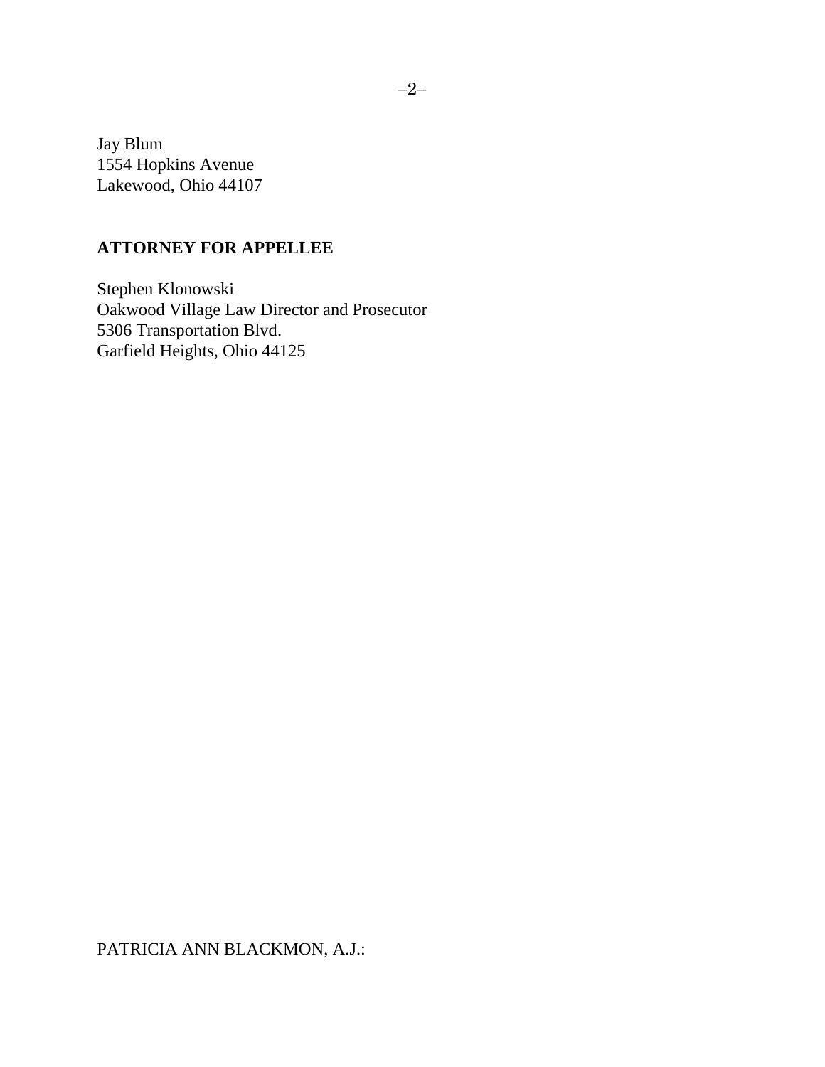Jay Blum
1554 Hopkins Avenue
Lakewood, Ohio 44107

**ATTORNEY FOR APPELLEE**

Stephen Klonowski
Oakwood Village Law Director and Prosecutor
5306 Transportation Blvd.
Garfield Heights, Ohio 44125

PATRICIA ANN BLACKMON, A.J.: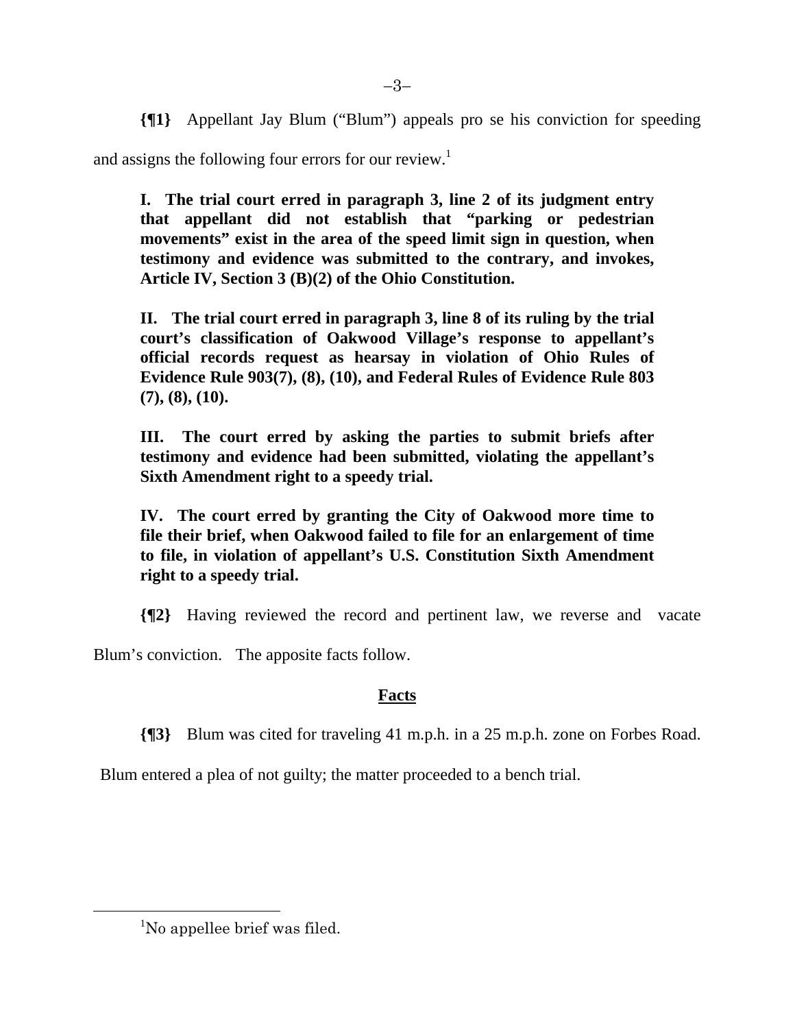**{¶1}** Appellant Jay Blum ("Blum") appeals pro se his conviction for speeding and assigns the following four errors for our review.[1]

> **I. The trial court erred in paragraph 3, line 2 of its judgment entry that appellant did not establish that "parking or pedestrian movements" exist in the area of the speed limit sign in question, when testimony and evidence was submitted to the contrary, and invokes, Article IV, Section 3 (B)(2) of the Ohio Constitution.**
>
> **II. The trial court erred in paragraph 3, line 8 of its ruling by the trial court's classification of Oakwood Village's response to appellant's official records request as hearsay in violation of Ohio Rules of Evidence Rule 903(7), (8), (10), and Federal Rules of Evidence Rule 803 (7), (8), (10).**
>
> **III. The court erred by asking the parties to submit briefs after testimony and evidence had been submitted, violating the appellant's Sixth Amendment right to a speedy trial.**
>
> **IV. The court erred by granting the City of Oakwood more time to file their brief, when Oakwood failed to file for an enlargement of time to file, in violation of appellant's U.S. Constitution Sixth Amendment right to a speedy trial.**

**{¶2}** Having reviewed the record and pertinent law, we reverse and vacate Blum's conviction. The apposite facts follow.

## Facts

**{¶3}** Blum was cited for traveling 41 m.p.h. in a 25 m.p.h. zone on Forbes Road. Blum entered a plea of not guilty; the matter proceeded to a bench trial.

---

[1] No appellee brief was filed.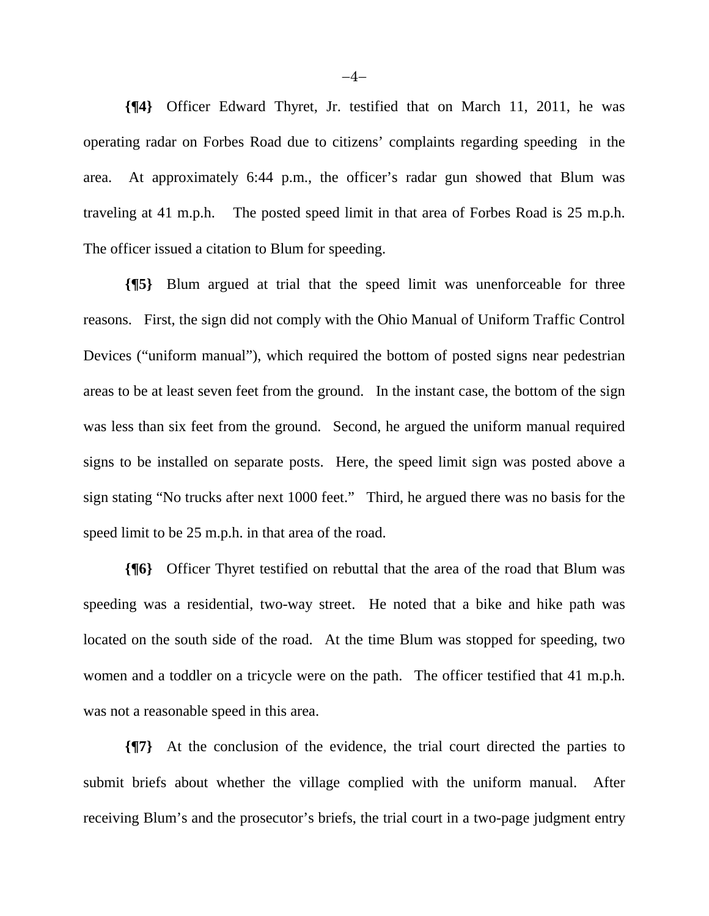**{¶4}** Officer Edward Thyret, Jr. testified that on March 11, 2011, he was operating radar on Forbes Road due to citizens' complaints regarding speeding in the area. At approximately 6:44 p.m., the officer's radar gun showed that Blum was traveling at 41 m.p.h. The posted speed limit in that area of Forbes Road is 25 m.p.h. The officer issued a citation to Blum for speeding.

**{¶5}** Blum argued at trial that the speed limit was unenforceable for three reasons. First, the sign did not comply with the Ohio Manual of Uniform Traffic Control Devices ("uniform manual"), which required the bottom of posted signs near pedestrian areas to be at least seven feet from the ground. In the instant case, the bottom of the sign was less than six feet from the ground. Second, he argued the uniform manual required signs to be installed on separate posts. Here, the speed limit sign was posted above a sign stating "No trucks after next 1000 feet." Third, he argued there was no basis for the speed limit to be 25 m.p.h. in that area of the road.

**{¶6}** Officer Thyret testified on rebuttal that the area of the road that Blum was speeding was a residential, two-way street. He noted that a bike and hike path was located on the south side of the road. At the time Blum was stopped for speeding, two women and a toddler on a tricycle were on the path. The officer testified that 41 m.p.h. was not a reasonable speed in this area.

**{¶7}** At the conclusion of the evidence, the trial court directed the parties to submit briefs about whether the village complied with the uniform manual. After receiving Blum's and the prosecutor's briefs, the trial court in a two-page judgment entry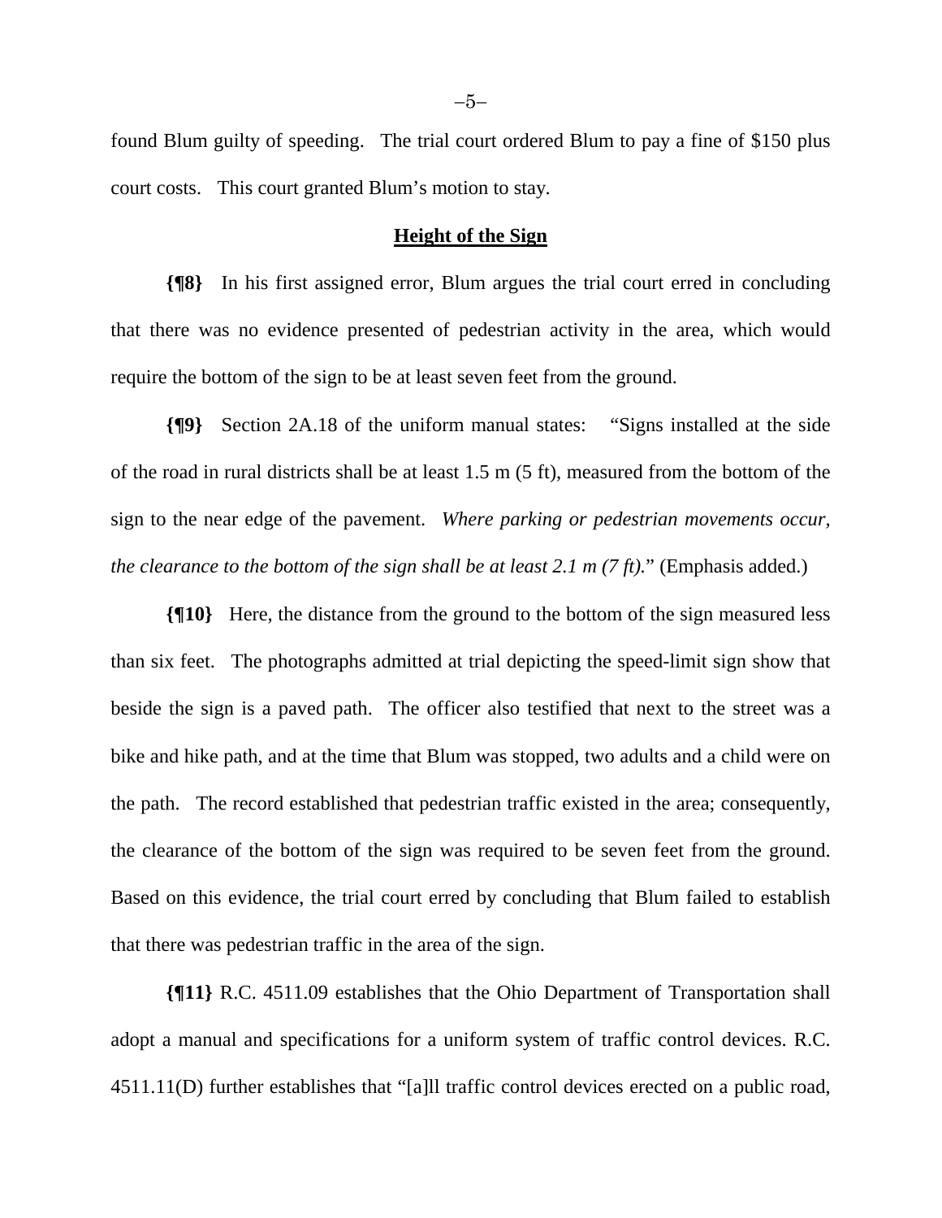found Blum guilty of speeding. The trial court ordered Blum to pay a fine of $150 plus court costs. This court granted Blum's motion to stay.

## Height of the Sign

**{¶8}** In his first assigned error, Blum argues the trial court erred in concluding that there was no evidence presented of pedestrian activity in the area, which would require the bottom of the sign to be at least seven feet from the ground.

**{¶9}** Section 2A.18 of the uniform manual states: "Signs installed at the side of the road in rural districts shall be at least 1.5 m (5 ft), measured from the bottom of the sign to the near edge of the pavement. *Where parking or pedestrian movements occur, the clearance to the bottom of the sign shall be at least 2.1 m (7 ft).*" (Emphasis added.)

**{¶10}** Here, the distance from the ground to the bottom of the sign measured less than six feet. The photographs admitted at trial depicting the speed-limit sign show that beside the sign is a paved path. The officer also testified that next to the street was a bike and hike path, and at the time that Blum was stopped, two adults and a child were on the path. The record established that pedestrian traffic existed in the area; consequently, the clearance of the bottom of the sign was required to be seven feet from the ground. Based on this evidence, the trial court erred by concluding that Blum failed to establish that there was pedestrian traffic in the area of the sign.

**{¶11}** R.C. 4511.09 establishes that the Ohio Department of Transportation shall adopt a manual and specifications for a uniform system of traffic control devices. R.C. 4511.11(D) further establishes that "[a]ll traffic control devices erected on a public road,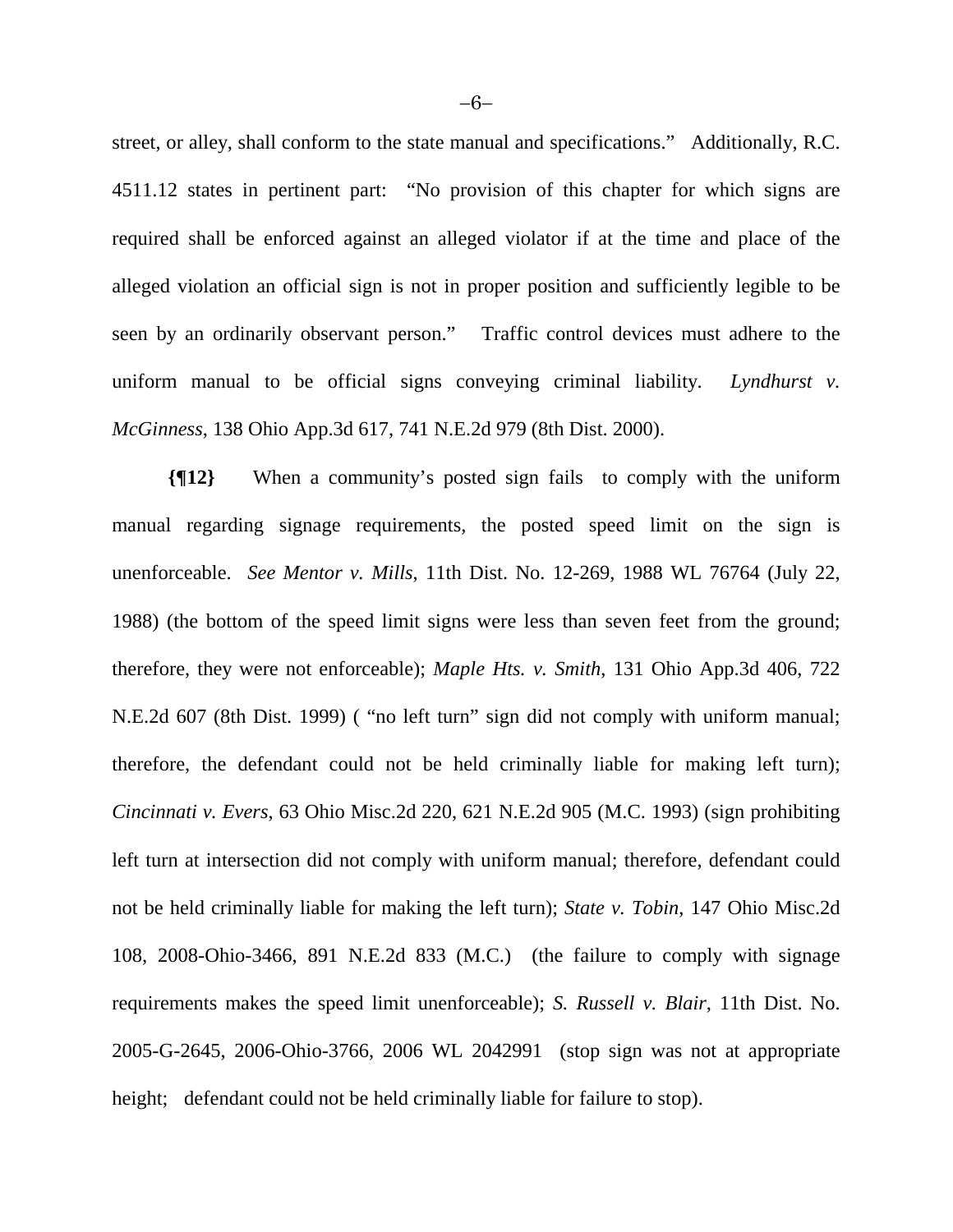street, or alley, shall conform to the state manual and specifications." Additionally, R.C. 4511.12 states in pertinent part: "No provision of this chapter for which signs are required shall be enforced against an alleged violator if at the time and place of the alleged violation an official sign is not in proper position and sufficiently legible to be seen by an ordinarily observant person." Traffic control devices must adhere to the uniform manual to be official signs conveying criminal liability. *Lyndhurst v. McGinness*, 138 Ohio App.3d 617, 741 N.E.2d 979 (8th Dist. 2000).

**{¶12}** When a community's posted sign fails to comply with the uniform manual regarding signage requirements, the posted speed limit on the sign is unenforceable. *See Mentor v. Mills*, 11th Dist. No. 12-269, 1988 WL 76764 (July 22, 1988) (the bottom of the speed limit signs were less than seven feet from the ground; therefore, they were not enforceable); *Maple Hts. v. Smith*, 131 Ohio App.3d 406, 722 N.E.2d 607 (8th Dist. 1999) ( "no left turn" sign did not comply with uniform manual; therefore, the defendant could not be held criminally liable for making left turn); *Cincinnati v. Evers*, 63 Ohio Misc.2d 220, 621 N.E.2d 905 (M.C. 1993) (sign prohibiting left turn at intersection did not comply with uniform manual; therefore, defendant could not be held criminally liable for making the left turn); *State v. Tobin*, 147 Ohio Misc.2d 108, 2008-Ohio-3466, 891 N.E.2d 833 (M.C.) (the failure to comply with signage requirements makes the speed limit unenforceable); *S. Russell v. Blair*, 11th Dist. No. 2005-G-2645, 2006-Ohio-3766, 2006 WL 2042991 (stop sign was not at appropriate height; defendant could not be held criminally liable for failure to stop).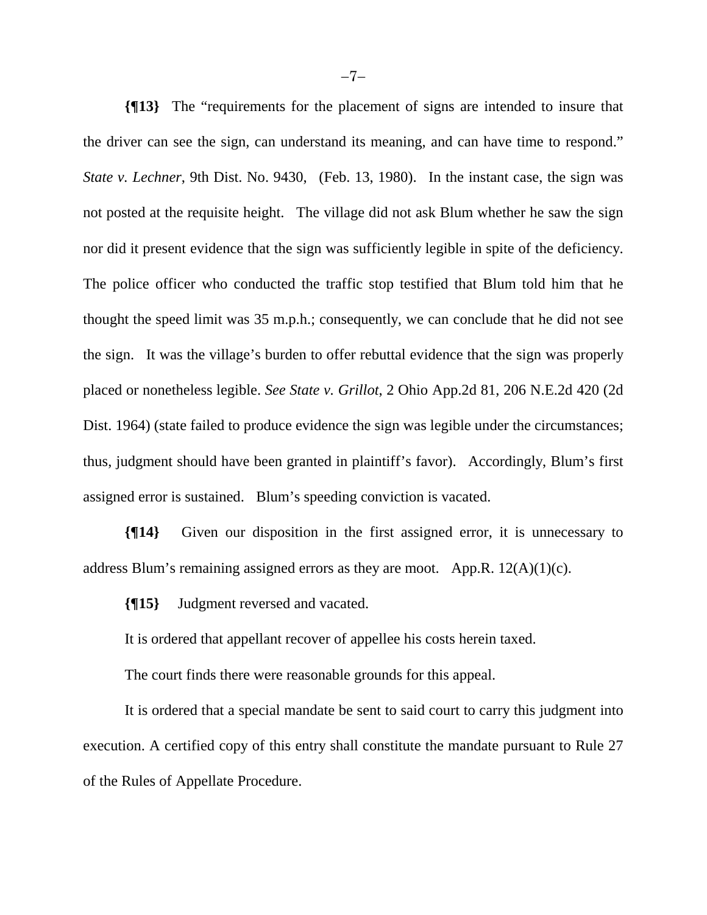**{¶13}** The "requirements for the placement of signs are intended to insure that the driver can see the sign, can understand its meaning, and can have time to respond." *State v. Lechner*, 9th Dist. No. 9430, (Feb. 13, 1980). In the instant case, the sign was not posted at the requisite height. The village did not ask Blum whether he saw the sign nor did it present evidence that the sign was sufficiently legible in spite of the deficiency. The police officer who conducted the traffic stop testified that Blum told him that he thought the speed limit was 35 m.p.h.; consequently, we can conclude that he did not see the sign. It was the village's burden to offer rebuttal evidence that the sign was properly placed or nonetheless legible. *See State v. Grillot*, 2 Ohio App.2d 81, 206 N.E.2d 420 (2d Dist. 1964) (state failed to produce evidence the sign was legible under the circumstances; thus, judgment should have been granted in plaintiff's favor). Accordingly, Blum's first assigned error is sustained. Blum's speeding conviction is vacated.

**{¶14}** Given our disposition in the first assigned error, it is unnecessary to address Blum's remaining assigned errors as they are moot. App.R. 12(A)(1)(c).

**{¶15}** Judgment reversed and vacated.

It is ordered that appellant recover of appellee his costs herein taxed.

The court finds there were reasonable grounds for this appeal.

It is ordered that a special mandate be sent to said court to carry this judgment into execution. A certified copy of this entry shall constitute the mandate pursuant to Rule 27 of the Rules of Appellate Procedure.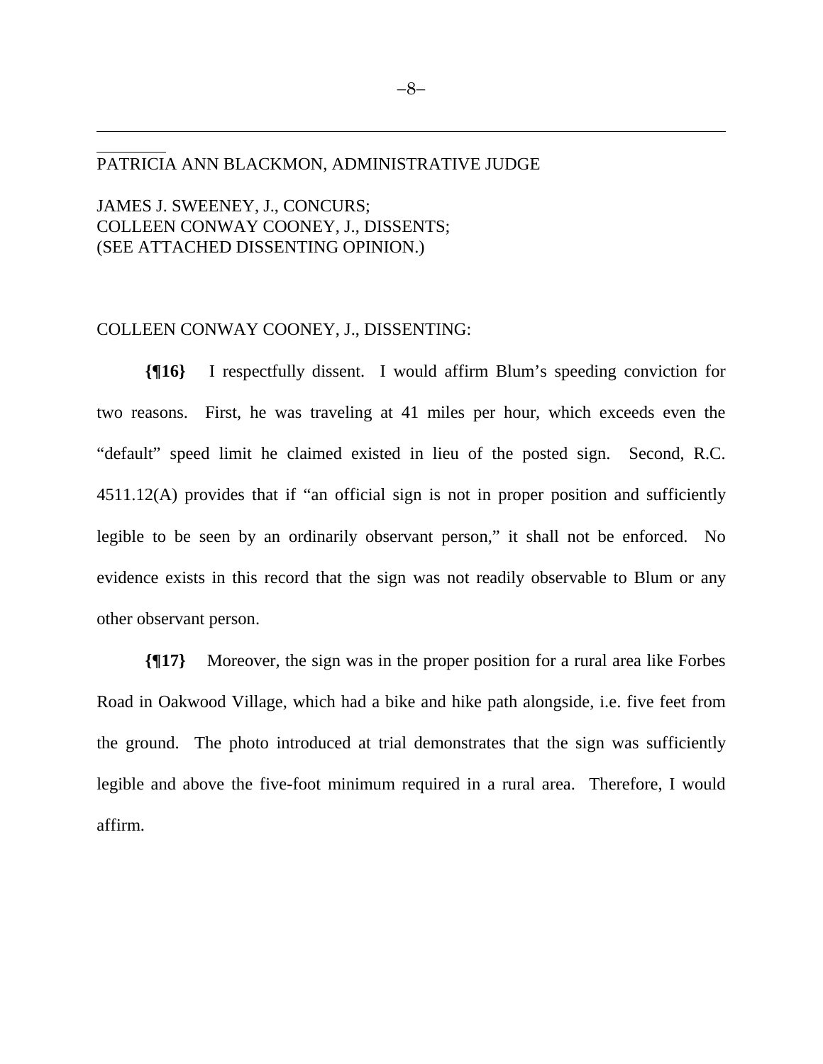PATRICIA ANN BLACKMON, ADMINISTRATIVE JUDGE

JAMES J. SWEENEY, J., CONCURS;
COLLEEN CONWAY COONEY, J., DISSENTS;
(SEE ATTACHED DISSENTING OPINION.)

COLLEEN CONWAY COONEY, J., DISSENTING:

**{¶16}** I respectfully dissent. I would affirm Blum's speeding conviction for two reasons. First, he was traveling at 41 miles per hour, which exceeds even the "default" speed limit he claimed existed in lieu of the posted sign. Second, R.C. 4511.12(A) provides that if "an official sign is not in proper position and sufficiently legible to be seen by an ordinarily observant person," it shall not be enforced. No evidence exists in this record that the sign was not readily observable to Blum or any other observant person.

**{¶17}** Moreover, the sign was in the proper position for a rural area like Forbes Road in Oakwood Village, which had a bike and hike path alongside, i.e. five feet from the ground. The photo introduced at trial demonstrates that the sign was sufficiently legible and above the five-foot minimum required in a rural area. Therefore, I would affirm.